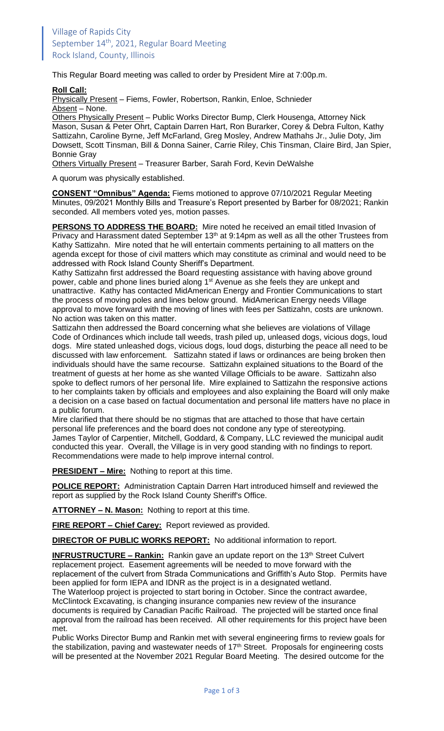Village of Rapids City
September 14th, 2021, Regular Board Meeting
Rock Island, County, Illinois

This Regular Board meeting was called to order by President Mire at 7:00p.m.

**Roll Call:**

Physically Present – Fiems, Fowler, Robertson, Rankin, Enloe, Schnieder
Absent – None.
Others Physically Present – Public Works Director Bump, Clerk Housenga, Attorney Nick Mason, Susan & Peter Ohrt, Captain Darren Hart, Ron Burarker, Corey & Debra Fulton, Kathy Sattizahn, Caroline Byrne, Jeff McFarland, Greg Mosley, Andrew Mathahs Jr., Julie Doty, Jim Dowsett, Scott Tinsman, Bill & Donna Sainer, Carrie Riley, Chis Tinsman, Claire Bird, Jan Spier, Bonnie Gray
Others Virtually Present – Treasurer Barber, Sarah Ford, Kevin DeWalshe

A quorum was physically established.

**CONSENT "Omnibus" Agenda:** Fiems motioned to approve 07/10/2021 Regular Meeting Minutes, 09/2021 Monthly Bills and Treasure's Report presented by Barber for 08/2021; Rankin seconded. All members voted yes, motion passes.

**PERSONS TO ADDRESS THE BOARD:** Mire noted he received an email titled Invasion of Privacy and Harassment dated September 13th at 9:14pm as well as all the other Trustees from Kathy Sattizahn. Mire noted that he will entertain comments pertaining to all matters on the agenda except for those of civil matters which may constitute as criminal and would need to be addressed with Rock Island County Sheriff's Department.

Kathy Sattizahn first addressed the Board requesting assistance with having above ground power, cable and phone lines buried along 1st Avenue as she feels they are unkept and unattractive. Kathy has contacted MidAmerican Energy and Frontier Communications to start the process of moving poles and lines below ground. MidAmerican Energy needs Village approval to move forward with the moving of lines with fees per Sattizahn, costs are unknown. No action was taken on this matter.

Sattizahn then addressed the Board concerning what she believes are violations of Village Code of Ordinances which include tall weeds, trash piled up, unleased dogs, vicious dogs, loud dogs. Mire stated unleashed dogs, vicious dogs, loud dogs, disturbing the peace all need to be discussed with law enforcement. Sattizahn stated if laws or ordinances are being broken then individuals should have the same recourse. Sattizahn explained situations to the Board of the treatment of guests at her home as she wanted Village Officials to be aware. Sattizahn also spoke to deflect rumors of her personal life. Mire explained to Sattizahn the responsive actions to her complaints taken by officials and employees and also explaining the Board will only make a decision on a case based on factual documentation and personal life matters have no place in a public forum.

Mire clarified that there should be no stigmas that are attached to those that have certain personal life preferences and the board does not condone any type of stereotyping.

James Taylor of Carpentier, Mitchell, Goddard, & Company, LLC reviewed the municipal audit conducted this year. Overall, the Village is in very good standing with no findings to report. Recommendations were made to help improve internal control.

**PRESIDENT – Mire:** Nothing to report at this time.

**POLICE REPORT:** Administration Captain Darren Hart introduced himself and reviewed the report as supplied by the Rock Island County Sheriff's Office.

**ATTORNEY – N. Mason:** Nothing to report at this time.

**FIRE REPORT – Chief Carey:** Report reviewed as provided.

**DIRECTOR OF PUBLIC WORKS REPORT:** No additional information to report.

**INFRUSTRUCTURE – Rankin:** Rankin gave an update report on the 13th Street Culvert replacement project. Easement agreements will be needed to move forward with the replacement of the culvert from Strada Communications and Griffith's Auto Stop. Permits have been applied for form IEPA and IDNR as the project is in a designated wetland.

The Waterloop project is projected to start boring in October. Since the contract awardee, McClintock Excavating, is changing insurance companies new review of the insurance documents is required by Canadian Pacific Railroad. The projected will be started once final approval from the railroad has been received. All other requirements for this project have been met.

Public Works Director Bump and Rankin met with several engineering firms to review goals for the stabilization, paving and wastewater needs of 17th Street. Proposals for engineering costs will be presented at the November 2021 Regular Board Meeting. The desired outcome for the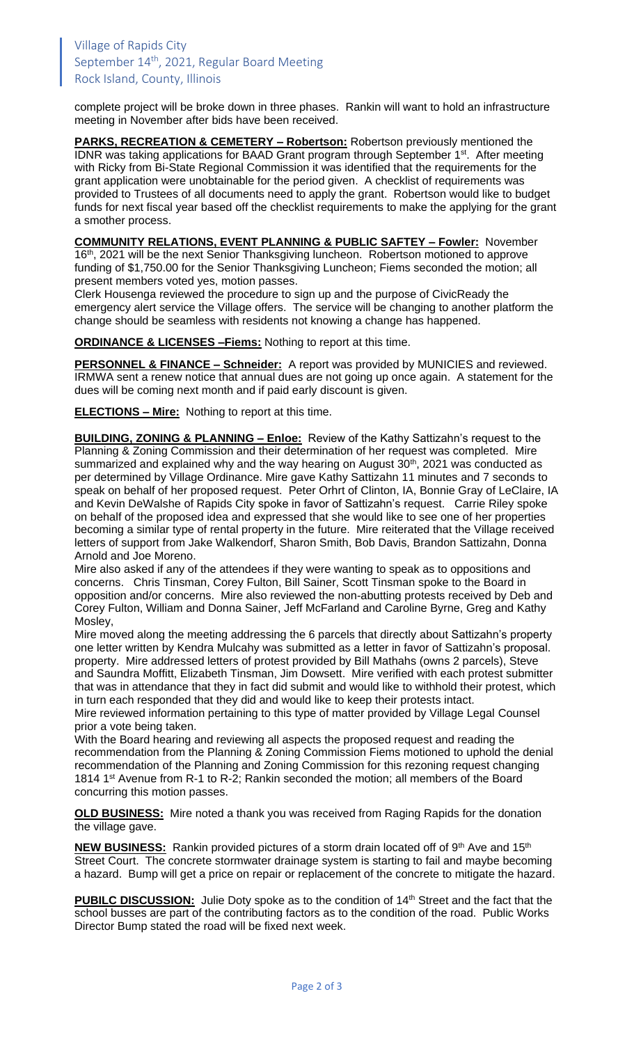complete project will be broke down in three phases. Rankin will want to hold an infrastructure meeting in November after bids have been received.

**PARKS, RECREATION & CEMETERY – Robertson:** Robertson previously mentioned the IDNR was taking applications for BAAD Grant program through September 1st. After meeting with Ricky from Bi-State Regional Commission it was identified that the requirements for the grant application were unobtainable for the period given. A checklist of requirements was provided to Trustees of all documents need to apply the grant. Robertson would like to budget funds for next fiscal year based off the checklist requirements to make the applying for the grant a smother process.

**COMMUNITY RELATIONS, EVENT PLANNING & PUBLIC SAFTEY – Fowler:** November 16th, 2021 will be the next Senior Thanksgiving luncheon. Robertson motioned to approve funding of $1,750.00 for the Senior Thanksgiving Luncheon; Fiems seconded the motion; all present members voted yes, motion passes.

Clerk Housenga reviewed the procedure to sign up and the purpose of CivicReady the emergency alert service the Village offers. The service will be changing to another platform the change should be seamless with residents not knowing a change has happened.

**ORDINANCE & LICENSES –Fiems:** Nothing to report at this time.

**PERSONNEL & FINANCE – Schneider:** A report was provided by MUNICIES and reviewed. IRMWA sent a renew notice that annual dues are not going up once again. A statement for the dues will be coming next month and if paid early discount is given.

**ELECTIONS – Mire:** Nothing to report at this time.

**BUILDING, ZONING & PLANNING – Enloe:** Review of the Kathy Sattizahn's request to the Planning & Zoning Commission and their determination of her request was completed. Mire summarized and explained why and the way hearing on August 30th, 2021 was conducted as per determined by Village Ordinance. Mire gave Kathy Sattizahn 11 minutes and 7 seconds to speak on behalf of her proposed request. Peter Orhrt of Clinton, IA, Bonnie Gray of LeClaire, IA and Kevin DeWalshe of Rapids City spoke in favor of Sattizahn's request. Carrie Riley spoke on behalf of the proposed idea and expressed that she would like to see one of her properties becoming a similar type of rental property in the future. Mire reiterated that the Village received letters of support from Jake Walkendorf, Sharon Smith, Bob Davis, Brandon Sattizahn, Donna Arnold and Joe Moreno.

Mire also asked if any of the attendees if they were wanting to speak as to oppositions and concerns. Chris Tinsman, Corey Fulton, Bill Sainer, Scott Tinsman spoke to the Board in opposition and/or concerns. Mire also reviewed the non-abutting protests received by Deb and Corey Fulton, William and Donna Sainer, Jeff McFarland and Caroline Byrne, Greg and Kathy Mosley,

Mire moved along the meeting addressing the 6 parcels that directly about Sattizahn's property one letter written by Kendra Mulcahy was submitted as a letter in favor of Sattizahn's proposal. property. Mire addressed letters of protest provided by Bill Mathahs (owns 2 parcels), Steve and Saundra Moffitt, Elizabeth Tinsman, Jim Dowsett. Mire verified with each protest submitter that was in attendance that they in fact did submit and would like to withhold their protest, which in turn each responded that they did and would like to keep their protests intact.

Mire reviewed information pertaining to this type of matter provided by Village Legal Counsel prior a vote being taken.

With the Board hearing and reviewing all aspects the proposed request and reading the recommendation from the Planning & Zoning Commission Fiems motioned to uphold the denial recommendation of the Planning and Zoning Commission for this rezoning request changing 1814 1st Avenue from R-1 to R-2; Rankin seconded the motion; all members of the Board concurring this motion passes.

**OLD BUSINESS:** Mire noted a thank you was received from Raging Rapids for the donation the village gave.

**NEW BUSINESS:** Rankin provided pictures of a storm drain located off of 9th Ave and 15th Street Court. The concrete stormwater drainage system is starting to fail and maybe becoming a hazard. Bump will get a price on repair or replacement of the concrete to mitigate the hazard.

**PUBILC DISCUSSION:** Julie Doty spoke as to the condition of 14th Street and the fact that the school busses are part of the contributing factors as to the condition of the road. Public Works Director Bump stated the road will be fixed next week.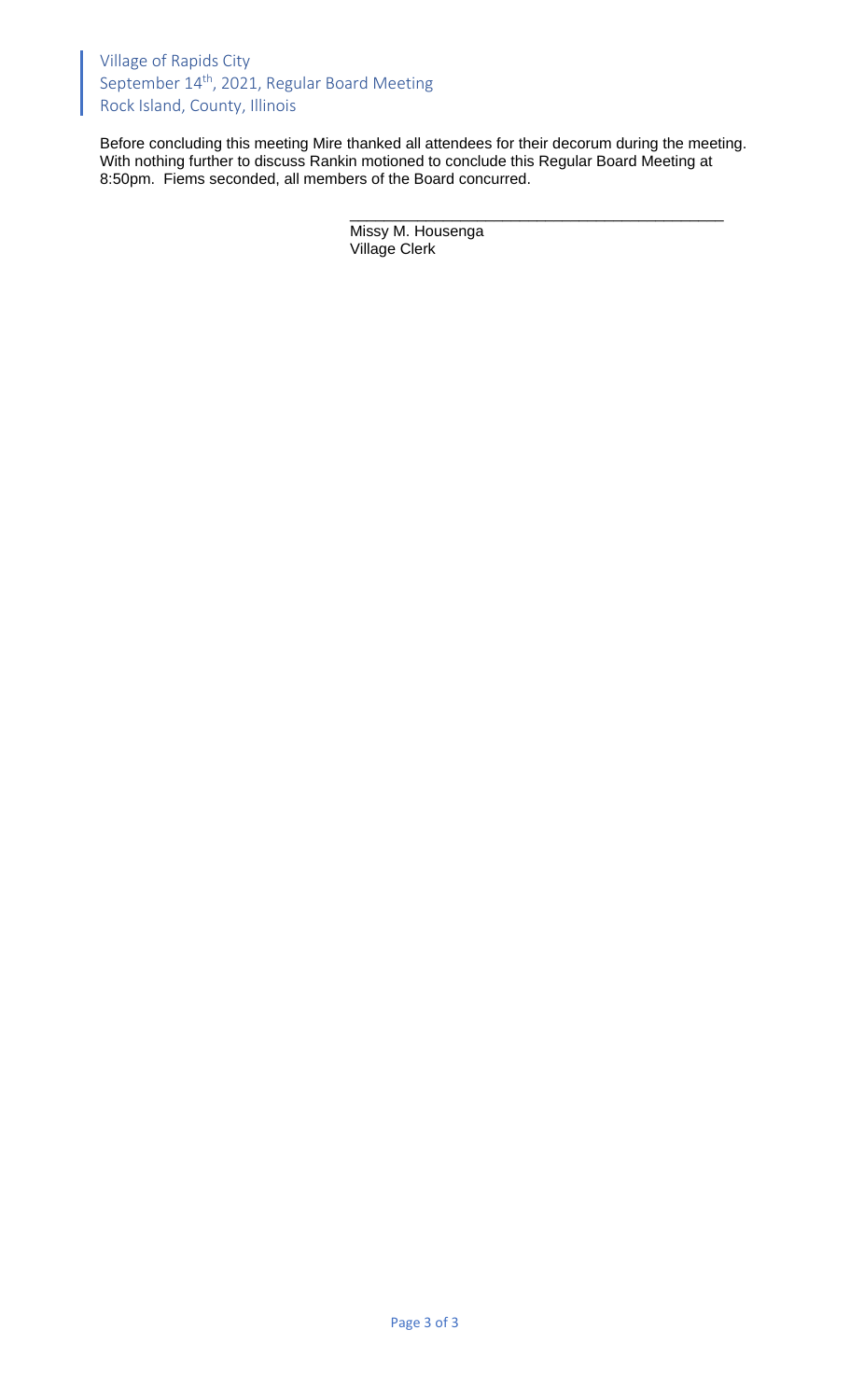Before concluding this meeting Mire thanked all attendees for their decorum during the meeting. With nothing further to discuss Rankin motioned to conclude this Regular Board Meeting at 8:50pm. Fiems seconded, all members of the Board concurred.

\_\_\_\_\_\_\_\_\_\_\_\_\_\_\_\_\_\_\_\_\_\_\_\_\_\_\_\_\_\_\_\_\_\_\_\_\_\_\_\_\_\_\_\_

Missy M. Housenga
Village Clerk